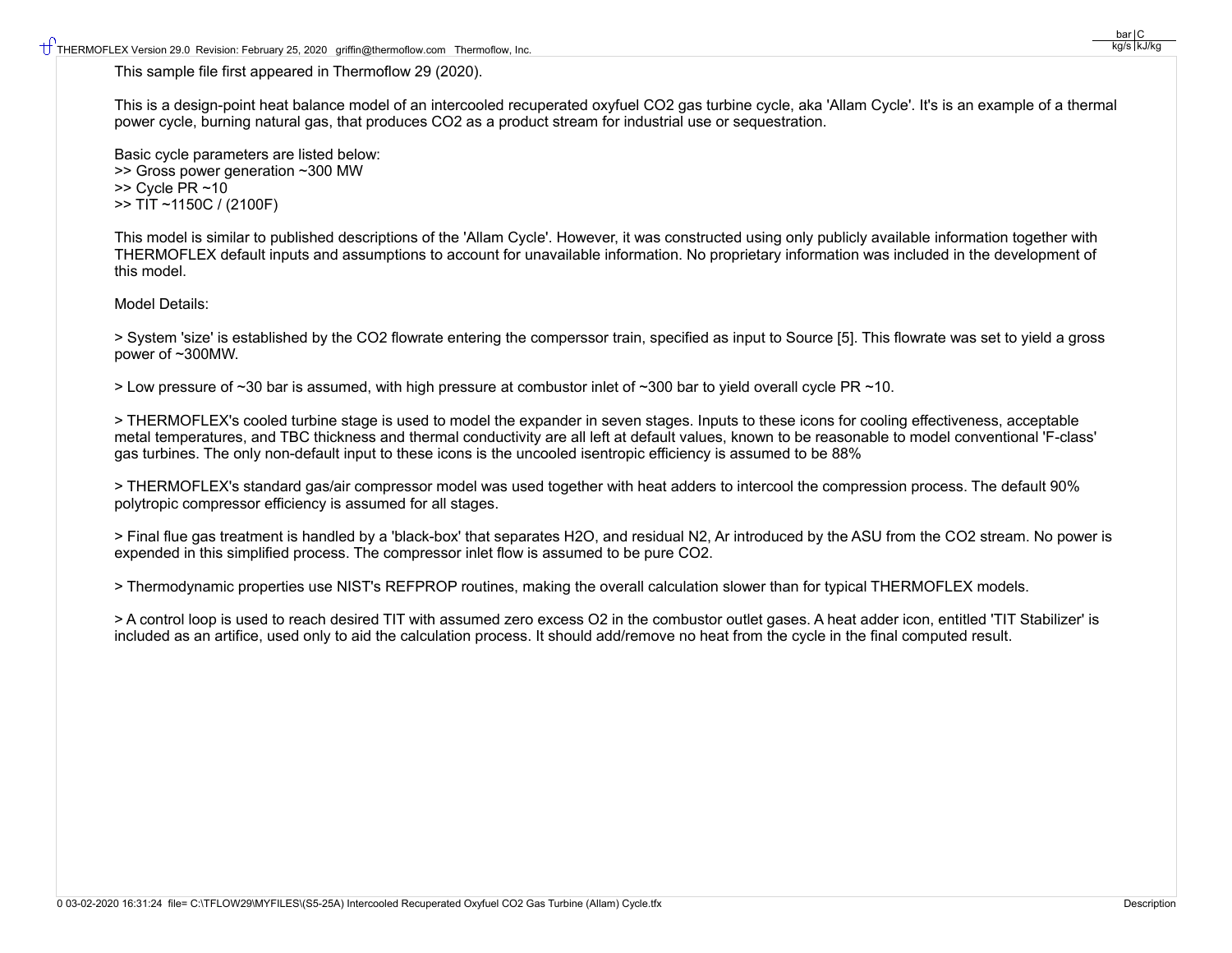This sample file first appeared in Thermoflow 29 (2020).

This is a design-point heat balance model of an intercooled recuperated oxyfuel $CO_2$ gas turbine cycle, aka 'Allam Cycle'. It's is an example of a thermal power cycle, burning natural gas, that produces $CO_2$ as a product stream for industrial use or sequestration.

Basic cycle parameters are listed below:
>> Gross power generation ~300 MW
>> Cycle PR ~10
>> TIT ~1150C / (2100F)

This model is similar to published descriptions of the 'Allam Cycle'. However, it was constructed using only publicly available information together with THERMOFLEX default inputs and assumptions to account for unavailable information. No proprietary information was included in the development of this model.

Model Details:

> System 'size' is established by the $CO_2$ flowrate entering the comperssor train, specified as input to Source [5]. This flowrate was set to yield a gross power of ~300MW.

> Low pressure of ~30 bar is assumed, with high pressure at combustor inlet of ~300 bar to yield overall cycle PR ~10.

> THERMOFLEX's cooled turbine stage is used to model the expander in seven stages. Inputs to these icons for cooling effectiveness, acceptable metal temperatures, and TBC thickness and thermal conductivity are all left at default values, known to be reasonable to model conventional 'F-class' gas turbines. The only non-default input to these icons is the uncooled isentropic efficiency is assumed to be 88%

> THERMOFLEX's standard gas/air compressor model was used together with heat adders to intercool the compression process. The default 90% polytropic compressor efficiency is assumed for all stages.

> Final flue gas treatment is handled by a 'black-box' that separates $H_2O$, and residual $N_2$, Ar introduced by the ASU from the $CO_2$ stream. No power is expended in this simplified process. The compressor inlet flow is assumed to be pure $CO_2$.

> Thermodynamic properties use NIST's REFPROP routines, making the overall calculation slower than for typical THERMOFLEX models.

> A control loop is used to reach desired TIT with assumed zero excess $O_2$ in the combustor outlet gases. A heat adder icon, entitled 'TIT Stabilizer' is included as an artifice, used only to aid the calculation process. It should add/remove no heat from the cycle in the final computed result.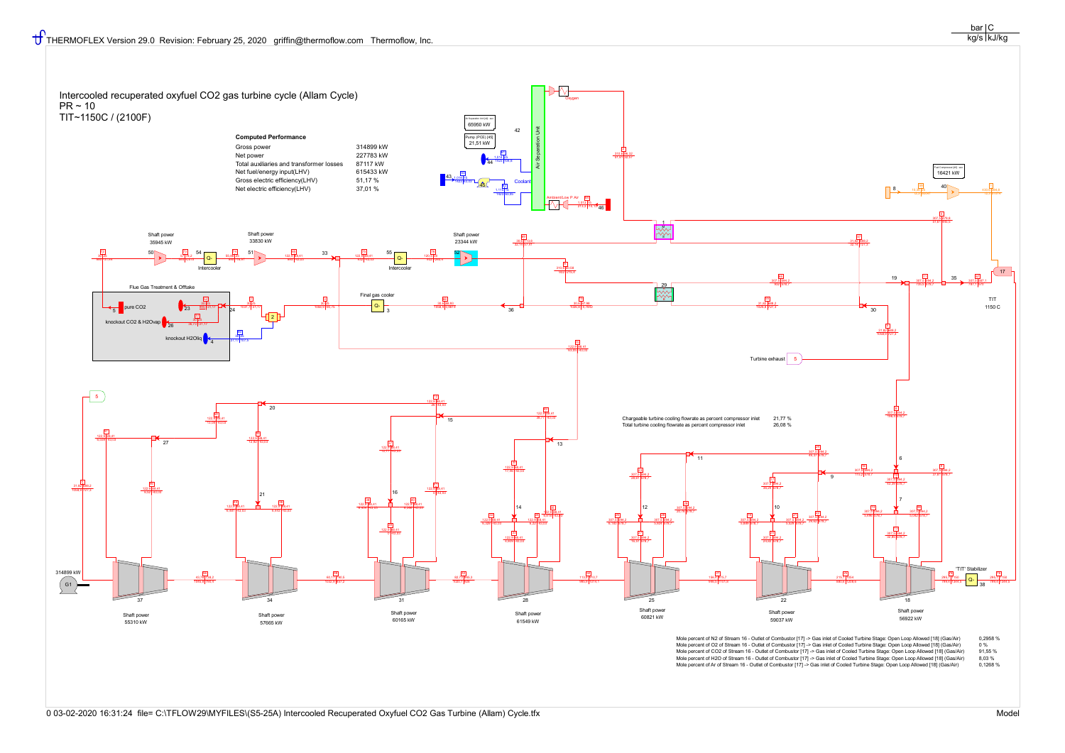THERMOFLEX Version 29.0 Revision: February 25, 2020 griffin@thermoflow.com Thermoflow, Inc.

bar | C
kg/s | kJ/kg

# Intercooled recuperated oxyfuel CO2 gas turbine cycle (Allam Cycle)

PR ~ 10
TIT~1150C / (2100F)

## Computed Performance

| | |
|---|---|
| Gross power | 314899 kW |
| Net power | 227783 kW |
| Total auxiliaries and transformer losses | 87117 kW |
| Net fuel/energy input(LHV) | 615433 kW |
| Gross electric efficiency(LHV) | 51,17 % |
| Net electric efficiency(LHV) | 37,01 % |

Air Separation Unit: 65950 kW

Pump (PGE) [45]: 21,51 kW

Fuel Compressor [40]: 16421 kW

Shaft power 35945 kW — Shaft power 33830 kW — Shaft power 23344 kW

Intercooler — Intercooler — Final gas cooler

Flue Gas Treatment & Offtake: pure CO2; knockout CO2 & H2Ovap; knockout H2Oliq

Oxygen — Coolant — Ambient/Low P Air

TIT 1150 C

'TIT' Stabilizer

Turbine exhaust

| | |
|---|---|
| Chargeable turbine cooling flowrate as percent compressor inlet | 21,77 % |
| Total turbine cooling flowrate as percent compressor inlet | 26,08 % |

G1: 314899 kW

| Turbine | 37 | 34 | 31 | 28 | 25 | 22 | 18 |
|---|---|---|---|---|---|---|---|
| Shaft power | 55310 kW | 57665 kW | 60165 kW | 61549 kW | 60821 kW | 59037 kW | 56922 kW |

| | |
|---|---|
| Mole percent of N2 of Stream 16 - Outlet of Combustor [17] -> Gas inlet of Cooled Turbine Stage: Open Loop Allowed [18] (Gas/Air) | 0,2958 % |
| Mole percent of O2 of Stream 16 - Outlet of Combustor [17] -> Gas inlet of Cooled Turbine Stage: Open Loop Allowed [18] (Gas/Air) | 0 % |
| Mole percent of CO2 of Stream 16 - Outlet of Combustor [17] -> Gas inlet of Cooled Turbine Stage: Open Loop Allowed [18] (Gas/Air) | 91,55 % |
| Mole percent of H2O of Stream 16 - Outlet of Combustor [17] -> Gas inlet of Cooled Turbine Stage: Open Loop Allowed [18] (Gas/Air) | 8,03 % |
| Mole percent of Ar of Stream 16 - Outlet of Combustor [17] -> Gas inlet of Cooled Turbine Stage: Open Loop Allowed [18] (Gas/Air) | 0,1268 % |

0 03-02-2020 16:31:24 file= C:\TFLOW29\MYFILES\(S5-25A) Intercooled Recuperated Oxyfuel CO2 Gas Turbine (Allam) Cycle.tfx — Model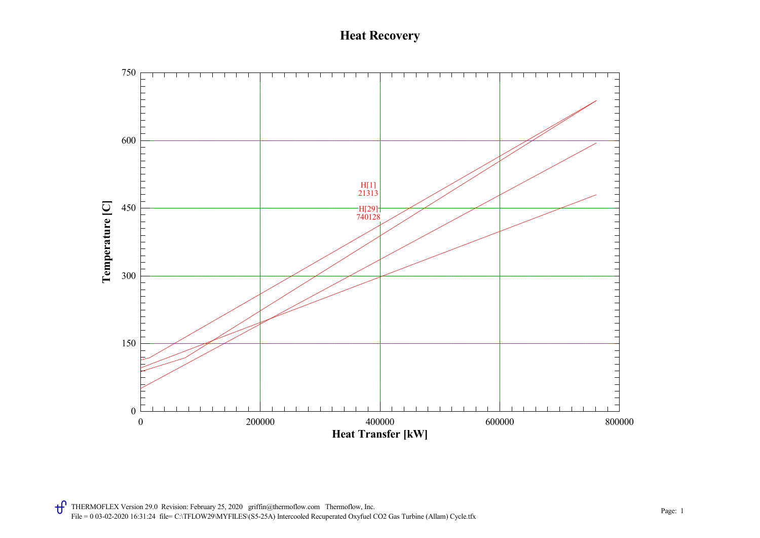# Heat Recovery

Temperature [C] vs. Heat Transfer [kW]

H[1]
21313

H[29]
740128

THERMOFLEX Version 29.0 Revision: February 25, 2020 griffin@thermoflow.com Thermoflow, Inc.
File = 0 03-02-2020 16:31:24 file= C:\TFLOW29\MYFILES\(S5-25A) Intercooled Recuperated Oxyfuel CO2 Gas Turbine (Allam) Cycle.tfx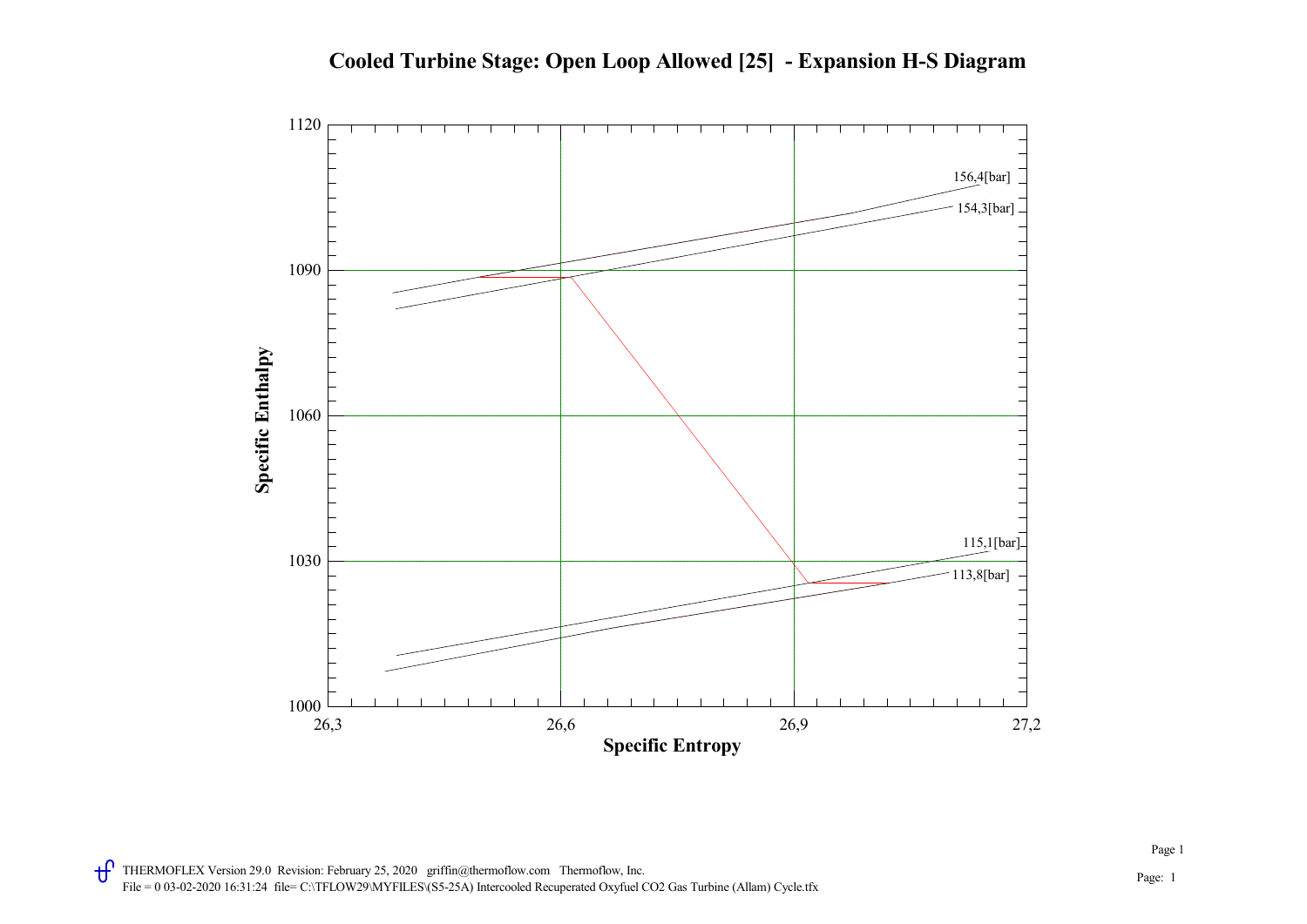# Cooled Turbine Stage: Open Loop Allowed [25] - Expansion H-S Diagram

Specific Enthalpy

Specific Entropy

1120

1090

1060

1030

1000

26,3

26,6

26,9

27,2

156,4[bar]

154,3[bar]

115,1[bar]

113,8[bar]

THERMOFLEX Version 29.0 Revision: February 25, 2020 griffin@thermoflow.com Thermoflow, Inc.

File = 0 03-02-2020 16:31:24 file= C:\TFLOW29\MYFILES\(S5-25A) Intercooled Recuperated Oxyfuel CO2 Gas Turbine (Allam) Cycle.tfx